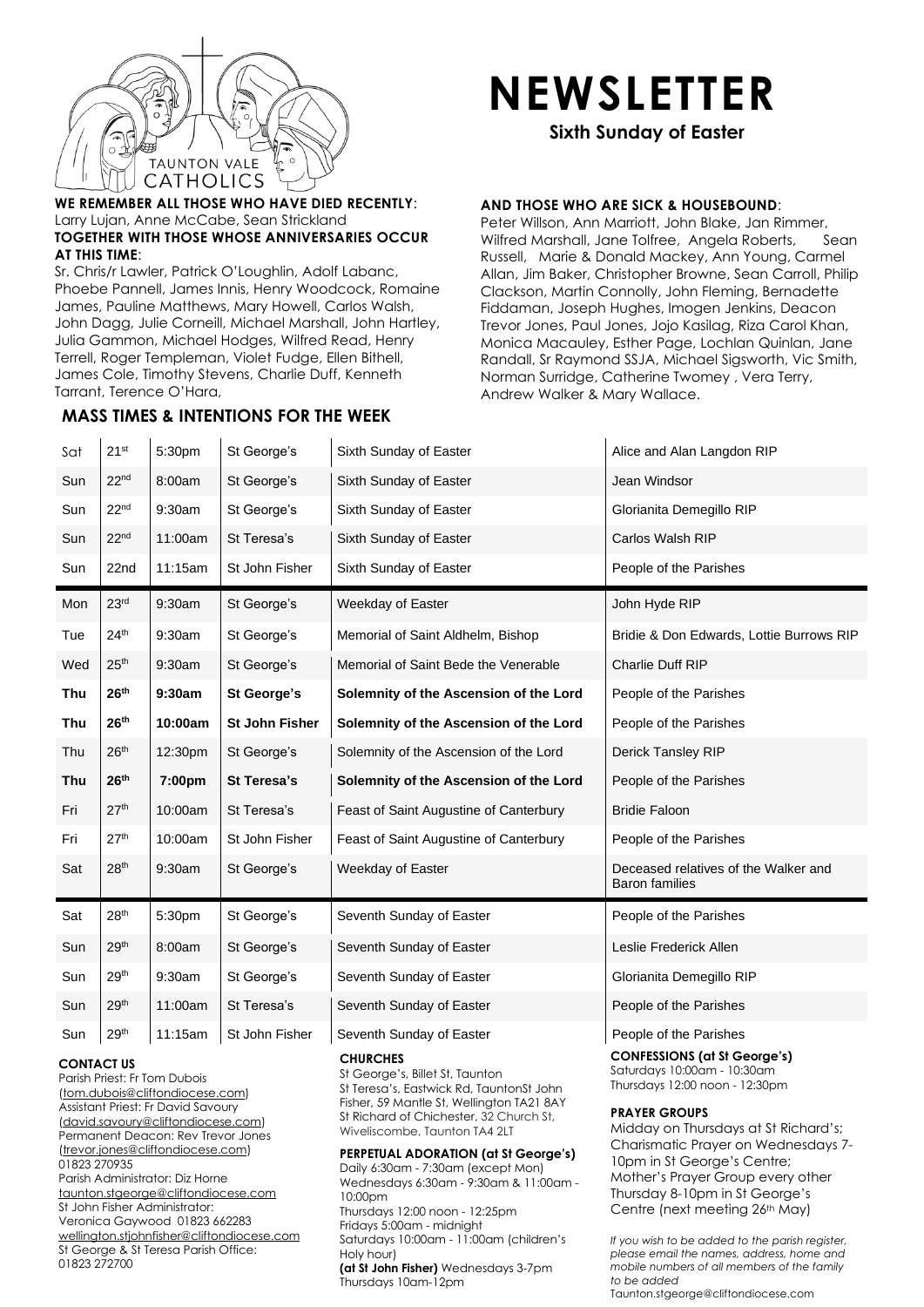TAUNTON VALE CATHOLICS

# NEWSLETTER

**Sixth Sunday of Easter**

**WE REMEMBER ALL THOSE WHO HAVE DIED RECENTLY**:
Larry Lujan, Anne McCabe, Sean Strickland

**TOGETHER WITH THOSE WHOSE ANNIVERSARIES OCCUR AT THIS TIME**:
Sr. Chris/r Lawler, Patrick O'Loughlin, Adolf Labanc, Phoebe Pannell, James Innis, Henry Woodcock, Romaine James, Pauline Matthews, Mary Howell, Carlos Walsh, John Dagg, Julie Corneill, Michael Marshall, John Hartley, Julia Gammon, Michael Hodges, Wilfred Read, Henry Terrell, Roger Templeman, Violet Fudge, Ellen Bithell, James Cole, Timothy Stevens, Charlie Duff, Kenneth Tarrant, Terence O'Hara,

**AND THOSE WHO ARE SICK & HOUSEBOUND**:
Peter Willson, Ann Marriott, John Blake, Jan Rimmer, Wilfred Marshall, Jane Tolfree, Angela Roberts, Sean Russell, Marie & Donald Mackey, Ann Young, Carmel Allan, Jim Baker, Christopher Browne, Sean Carroll, Philip Clackson, Martin Connolly, John Fleming, Bernadette Fiddaman, Joseph Hughes, Imogen Jenkins, Deacon Trevor Jones, Paul Jones, Jojo Kasilag, Riza Carol Khan, Monica Macauley, Esther Page, Lochlan Quinlan, Jane Randall, Sr Raymond SSJA, Michael Sigsworth, Vic Smith, Norman Surridge, Catherine Twomey , Vera Terry, Andrew Walker & Mary Wallace.

## MASS TIMES & INTENTIONS FOR THE WEEK

| | | | | | |
|---|---|---|---|---|---|
| Sat | 21st | 5:30pm | St George's | Sixth Sunday of Easter | Alice and Alan Langdon RIP |
| Sun | 22nd | 8:00am | St George's | Sixth Sunday of Easter | Jean Windsor |
| Sun | 22nd | 9:30am | St George's | Sixth Sunday of Easter | Glorianita Demegillo RIP |
| Sun | 22nd | 11:00am | St Teresa's | Sixth Sunday of Easter | Carlos Walsh RIP |
| Sun | 22nd | 11:15am | St John Fisher | Sixth Sunday of Easter | People of the Parishes |
| Mon | 23rd | 9:30am | St George's | Weekday of Easter | John Hyde RIP |
| Tue | 24th | 9:30am | St George's | Memorial of Saint Aldhelm, Bishop | Bridie & Don Edwards, Lottie Burrows RIP |
| Wed | 25th | 9:30am | St George's | Memorial of Saint Bede the Venerable | Charlie Duff RIP |
| **Thu** | **26th** | **9:30am** | **St George's** | **Solemnity of the Ascension of the Lord** | People of the Parishes |
| **Thu** | **26th** | **10:00am** | **St John Fisher** | **Solemnity of the Ascension of the Lord** | People of the Parishes |
| Thu | 26th | 12:30pm | St George's | Solemnity of the Ascension of the Lord | Derick Tansley RIP |
| **Thu** | **26th** | **7:00pm** | **St Teresa's** | **Solemnity of the Ascension of the Lord** | People of the Parishes |
| Fri | 27th | 10:00am | St Teresa's | Feast of Saint Augustine of Canterbury | Bridie Faloon |
| Fri | 27th | 10:00am | St John Fisher | Feast of Saint Augustine of Canterbury | People of the Parishes |
| Sat | 28th | 9:30am | St George's | Weekday of Easter | Deceased relatives of the Walker and Baron families |
| Sat | 28th | 5:30pm | St George's | Seventh Sunday of Easter | People of the Parishes |
| Sun | 29th | 8:00am | St George's | Seventh Sunday of Easter | Leslie Frederick Allen |
| Sun | 29th | 9:30am | St George's | Seventh Sunday of Easter | Glorianita Demegillo RIP |
| Sun | 29th | 11:00am | St Teresa's | Seventh Sunday of Easter | People of the Parishes |
| Sun | 29th | 11:15am | St John Fisher | Seventh Sunday of Easter | People of the Parishes |

**CONTACT US**

Parish Priest: Fr Tom Dubois
(tom.dubois@cliftondiocese.com)
Assistant Priest: Fr David Savoury
(david.savoury@cliftondiocese.com)
Permanent Deacon: Rev Trevor Jones
(trevor.jones@cliftondiocese.com)
01823 270935
Parish Administrator: Diz Horne
taunton.stgeorge@cliftondiocese.com
St John Fisher Administrator:
Veronica Gaywood 01823 662283
wellington.stjohnfisher@cliftondiocese.com
St George & St Teresa Parish Office:
01823 272700

**CHURCHES**

St George's, Billet St, Taunton
St Teresa's, Eastwick Rd, TauntonSt John Fisher, 59 Mantle St, Wellington TA21 8AY
St Richard of Chichester, 32 Church St, Wiveliscombe, Taunton TA4 2LT

**PERPETUAL ADORATION (at St George's)**
Daily 6:30am - 7:30am (except Mon)
Wednesdays 6:30am - 9:30am & 11:00am - 10:00pm
Thursdays 12:00 noon - 12:25pm
Fridays 5:00am - midnight
Saturdays 10:00am - 11:00am (children's Holy hour)
**(at St John Fisher)** Wednesdays 3-7pm
Thursdays 10am-12pm

**CONFESSIONS (at St George's)**
Saturdays 10:00am - 10:30am
Thursdays 12:00 noon - 12:30pm

**PRAYER GROUPS**
Midday on Thursdays at St Richard's;
Charismatic Prayer on Wednesdays 7-10pm in St George's Centre;
Mother's Prayer Group every other Thursday 8-10pm in St George's Centre (next meeting 26th May)

*If you wish to be added to the parish register, please email the names, address, home and mobile numbers of all members of the family to be added*
Taunton.stgeorge@cliftondiocese.com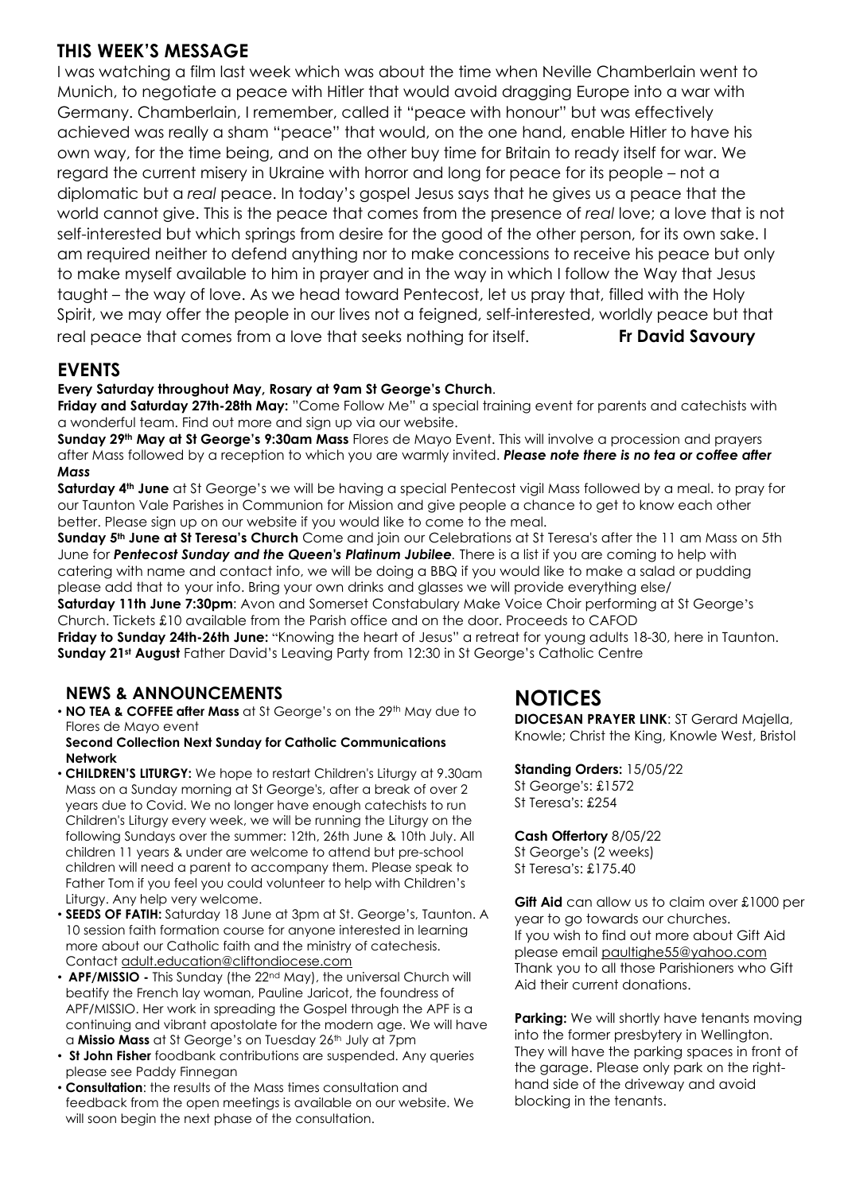## THIS WEEK'S MESSAGE

I was watching a film last week which was about the time when Neville Chamberlain went to Munich, to negotiate a peace with Hitler that would avoid dragging Europe into a war with Germany. Chamberlain, I remember, called it "peace with honour" but was effectively achieved was really a sham "peace" that would, on the one hand, enable Hitler to have his own way, for the time being, and on the other buy time for Britain to ready itself for war. We regard the current misery in Ukraine with horror and long for peace for its people – not a diplomatic but a *real* peace. In today's gospel Jesus says that he gives us a peace that the world cannot give. This is the peace that comes from the presence of *real* love; a love that is not self-interested but which springs from desire for the good of the other person, for its own sake. I am required neither to defend anything nor to make concessions to receive his peace but only to make myself available to him in prayer and in the way in which I follow the Way that Jesus taught – the way of love. As we head toward Pentecost, let us pray that, filled with the Holy Spirit, we may offer the people in our lives not a feigned, self-interested, worldly peace but that real peace that comes from a love that seeks nothing for itself. **Fr David Savoury**

## EVENTS

**Every Saturday throughout May, Rosary at 9am St George's Church**.

**Friday and Saturday 27th-28th May:** "Come Follow Me" a special training event for parents and catechists with a wonderful team. Find out more and sign up via our website.

**Sunday 29th May at St George's 9:30am Mass** Flores de Mayo Event. This will involve a procession and prayers after Mass followed by a reception to which you are warmly invited. ***Please note there is no tea or coffee after Mass***

**Saturday 4th June** at St George's we will be having a special Pentecost vigil Mass followed by a meal. to pray for our Taunton Vale Parishes in Communion for Mission and give people a chance to get to know each other better. Please sign up on our website if you would like to come to the meal.

**Sunday 5th June at St Teresa's Church** Come and join our Celebrations at St Teresa's after the 11 am Mass on 5th June for ***Pentecost Sunday and the Queen's Platinum Jubilee***. There is a list if you are coming to help with catering with name and contact info, we will be doing a BBQ if you would like to make a salad or pudding please add that to your info. Bring your own drinks and glasses we will provide everything else/

**Saturday 11th June 7:30pm**: Avon and Somerset Constabulary Make Voice Choir performing at St George's Church. Tickets £10 available from the Parish office and on the door. Proceeds to CAFOD

**Friday to Sunday 24th-26th June:** "Knowing the heart of Jesus" a retreat for young adults 18-30, here in Taunton.

**Sunday 21st August** Father David's Leaving Party from 12:30 in St George's Catholic Centre

### NEWS & ANNOUNCEMENTS

- **NO TEA & COFFEE after Mass** at St George's on the 29th May due to Flores de Mayo event

  **Second Collection Next Sunday for Catholic Communications Network**
- **CHILDREN'S LITURGY:** We hope to restart Children's Liturgy at 9.30am Mass on a Sunday morning at St George's, after a break of over 2 years due to Covid. We no longer have enough catechists to run Children's Liturgy every week, we will be running the Liturgy on the following Sundays over the summer: 12th, 26th June & 10th July. All children 11 years & under are welcome to attend but pre-school children will need a parent to accompany them. Please speak to Father Tom if you feel you could volunteer to help with Children's Liturgy. Any help very welcome.
- **SEEDS OF FATIH:** Saturday 18 June at 3pm at St. George's, Taunton. A 10 session faith formation course for anyone interested in learning more about our Catholic faith and the ministry of catechesis. Contact adult.education@cliftondiocese.com
- **APF/MISSIO -** This Sunday (the 22nd May), the universal Church will beatify the French lay woman, Pauline Jaricot, the foundress of APF/MISSIO. Her work in spreading the Gospel through the APF is a continuing and vibrant apostolate for the modern age. We will have a **Missio Mass** at St George's on Tuesday 26th July at 7pm
- **St John Fisher** foodbank contributions are suspended. Any queries please see Paddy Finnegan
- **Consultation**: the results of the Mass times consultation and feedback from the open meetings is available on our website. We will soon begin the next phase of the consultation.

## NOTICES

**DIOCESAN PRAYER LINK**: ST Gerard Majella, Knowle; Christ the King, Knowle West, Bristol

**Standing Orders:** 15/05/22
St George's: £1572
St Teresa's: £254

**Cash Offertory** 8/05/22
St George's (2 weeks)
St Teresa's: £175.40

**Gift Aid** can allow us to claim over £1000 per year to go towards our churches.
If you wish to find out more about Gift Aid please email paultighe55@yahoo.com
Thank you to all those Parishioners who Gift Aid their current donations.

**Parking:** We will shortly have tenants moving into the former presbytery in Wellington. They will have the parking spaces in front of the garage. Please only park on the right-hand side of the driveway and avoid blocking in the tenants.